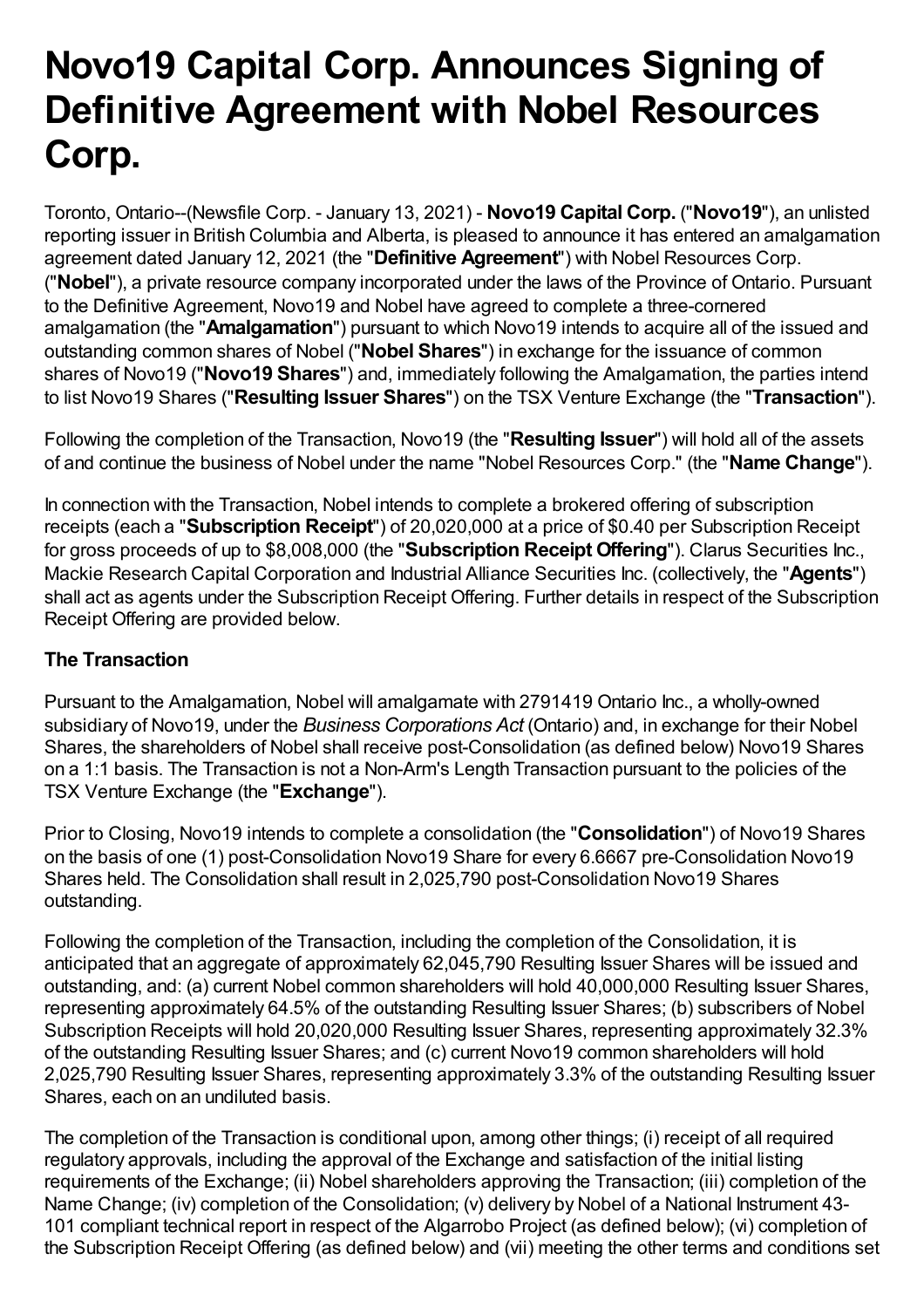# Novo19 Capital Corp. Announces Signing of Definitive Agreement with Nobel Resources Corp.

Toronto, Ontario--(Newsfile Corp. - January 13, 2021) - **Novo19 Capital Corp.** ("**Novo19**"), an unlisted reporting issuer in British Columbia and Alberta, is pleased to announce it has entered an amalgamation agreement dated January 12, 2021 (the "**Definitive Agreement**") with Nobel Resources Corp. ("**Nobel**"), a private resource company incorporated under the laws of the Province of Ontario. Pursuant to the Definitive Agreement, Novo19 and Nobel have agreed to complete a three-cornered amalgamation (the "**Amalgamation**") pursuant to which Novo19 intends to acquire all of the issued and outstanding common shares of Nobel ("**Nobel Shares**") in exchange for the issuance of common shares of Novo19 ("**Novo19 Shares**") and, immediately following the Amalgamation, the parties intend to list Novo19 Shares ("**Resulting Issuer Shares**") on the TSX Venture Exchange (the "**Transaction**").

Following the completion of the Transaction, Novo19 (the "**Resulting Issuer**") will hold all of the assets of and continue the business of Nobel under the name "Nobel Resources Corp." (the "**Name Change**").

In connection with the Transaction, Nobel intends to complete a brokered offering of subscription receipts (each a "**Subscription Receipt**") of 20,020,000 at a price of $0.40 per Subscription Receipt for gross proceeds of up to $8,008,000 (the "**Subscription Receipt Offering**"). Clarus Securities Inc., Mackie Research Capital Corporation and Industrial Alliance Securities Inc. (collectively, the "**Agents**") shall act as agents under the Subscription Receipt Offering. Further details in respect of the Subscription Receipt Offering are provided below.

### The Transaction

Pursuant to the Amalgamation, Nobel will amalgamate with 2791419 Ontario Inc., a wholly-owned subsidiary of Novo19, under the *Business Corporations Act* (Ontario) and, in exchange for their Nobel Shares, the shareholders of Nobel shall receive post-Consolidation (as defined below) Novo19 Shares on a 1:1 basis. The Transaction is not a Non-Arm's Length Transaction pursuant to the policies of the TSX Venture Exchange (the "**Exchange**").

Prior to Closing, Novo19 intends to complete a consolidation (the "**Consolidation**") of Novo19 Shares on the basis of one (1) post-Consolidation Novo19 Share for every 6.6667 pre-Consolidation Novo19 Shares held. The Consolidation shall result in 2,025,790 post-Consolidation Novo19 Shares outstanding.

Following the completion of the Transaction, including the completion of the Consolidation, it is anticipated that an aggregate of approximately 62,045,790 Resulting Issuer Shares will be issued and outstanding, and: (a) current Nobel common shareholders will hold 40,000,000 Resulting Issuer Shares, representing approximately 64.5% of the outstanding Resulting Issuer Shares; (b) subscribers of Nobel Subscription Receipts will hold 20,020,000 Resulting Issuer Shares, representing approximately 32.3% of the outstanding Resulting Issuer Shares; and (c) current Novo19 common shareholders will hold 2,025,790 Resulting Issuer Shares, representing approximately 3.3% of the outstanding Resulting Issuer Shares, each on an undiluted basis.

The completion of the Transaction is conditional upon, among other things; (i) receipt of all required regulatory approvals, including the approval of the Exchange and satisfaction of the initial listing requirements of the Exchange; (ii) Nobel shareholders approving the Transaction; (iii) completion of the Name Change; (iv) completion of the Consolidation; (v) delivery by Nobel of a National Instrument 43-101 compliant technical report in respect of the Algarrobo Project (as defined below); (vi) completion of the Subscription Receipt Offering (as defined below) and (vii) meeting the other terms and conditions set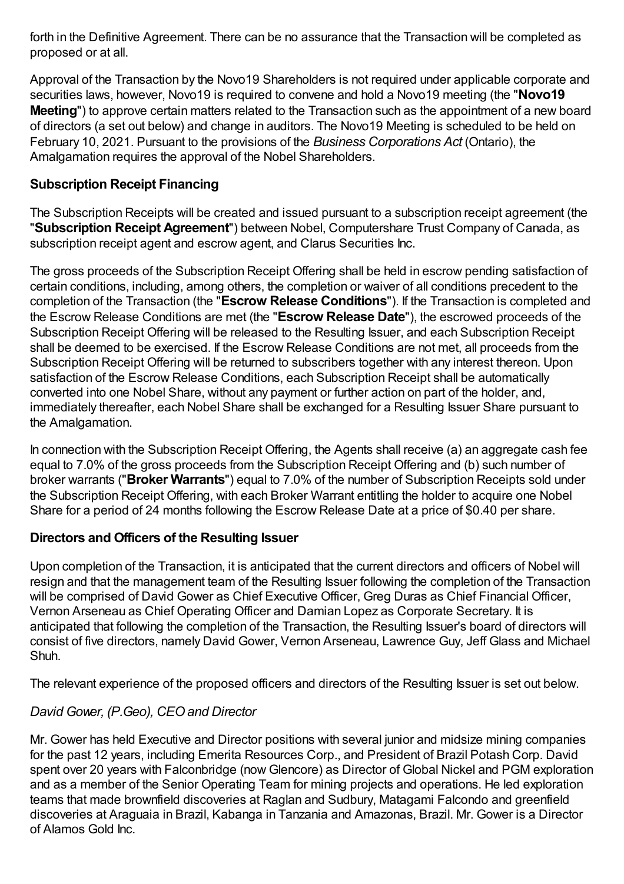forth in the Definitive Agreement. There can be no assurance that the Transaction will be completed as proposed or at all.

Approval of the Transaction by the Novo19 Shareholders is not required under applicable corporate and securities laws, however, Novo19 is required to convene and hold a Novo19 meeting (the "**Novo19 Meeting**") to approve certain matters related to the Transaction such as the appointment of a new board of directors (a set out below) and change in auditors. The Novo19 Meeting is scheduled to be held on February 10, 2021. Pursuant to the provisions of the *Business Corporations Act* (Ontario), the Amalgamation requires the approval of the Nobel Shareholders.

## Subscription Receipt Financing

The Subscription Receipts will be created and issued pursuant to a subscription receipt agreement (the "**Subscription Receipt Agreement**") between Nobel, Computershare Trust Company of Canada, as subscription receipt agent and escrow agent, and Clarus Securities Inc.

The gross proceeds of the Subscription Receipt Offering shall be held in escrow pending satisfaction of certain conditions, including, among others, the completion or waiver of all conditions precedent to the completion of the Transaction (the "**Escrow Release Conditions**"). If the Transaction is completed and the Escrow Release Conditions are met (the "**Escrow Release Date**"), the escrowed proceeds of the Subscription Receipt Offering will be released to the Resulting Issuer, and each Subscription Receipt shall be deemed to be exercised. If the Escrow Release Conditions are not met, all proceeds from the Subscription Receipt Offering will be returned to subscribers together with any interest thereon. Upon satisfaction of the Escrow Release Conditions, each Subscription Receipt shall be automatically converted into one Nobel Share, without any payment or further action on part of the holder, and, immediately thereafter, each Nobel Share shall be exchanged for a Resulting Issuer Share pursuant to the Amalgamation.

In connection with the Subscription Receipt Offering, the Agents shall receive (a) an aggregate cash fee equal to 7.0% of the gross proceeds from the Subscription Receipt Offering and (b) such number of broker warrants ("**Broker Warrants**") equal to 7.0% of the number of Subscription Receipts sold under the Subscription Receipt Offering, with each Broker Warrant entitling the holder to acquire one Nobel Share for a period of 24 months following the Escrow Release Date at a price of $0.40 per share.

## Directors and Officers of the Resulting Issuer

Upon completion of the Transaction, it is anticipated that the current directors and officers of Nobel will resign and that the management team of the Resulting Issuer following the completion of the Transaction will be comprised of David Gower as Chief Executive Officer, Greg Duras as Chief Financial Officer, Vernon Arseneau as Chief Operating Officer and Damian Lopez as Corporate Secretary. It is anticipated that following the completion of the Transaction, the Resulting Issuer's board of directors will consist of five directors, namely David Gower, Vernon Arseneau, Lawrence Guy, Jeff Glass and Michael Shuh.

The relevant experience of the proposed officers and directors of the Resulting Issuer is set out below.

### *David Gower, (P.Geo), CEO and Director*

Mr. Gower has held Executive and Director positions with several junior and midsize mining companies for the past 12 years, including Emerita Resources Corp., and President of Brazil Potash Corp. David spent over 20 years with Falconbridge (now Glencore) as Director of Global Nickel and PGM exploration and as a member of the Senior Operating Team for mining projects and operations. He led exploration teams that made brownfield discoveries at Raglan and Sudbury, Matagami Falcondo and greenfield discoveries at Araguaia in Brazil, Kabanga in Tanzania and Amazonas, Brazil. Mr. Gower is a Director of Alamos Gold Inc.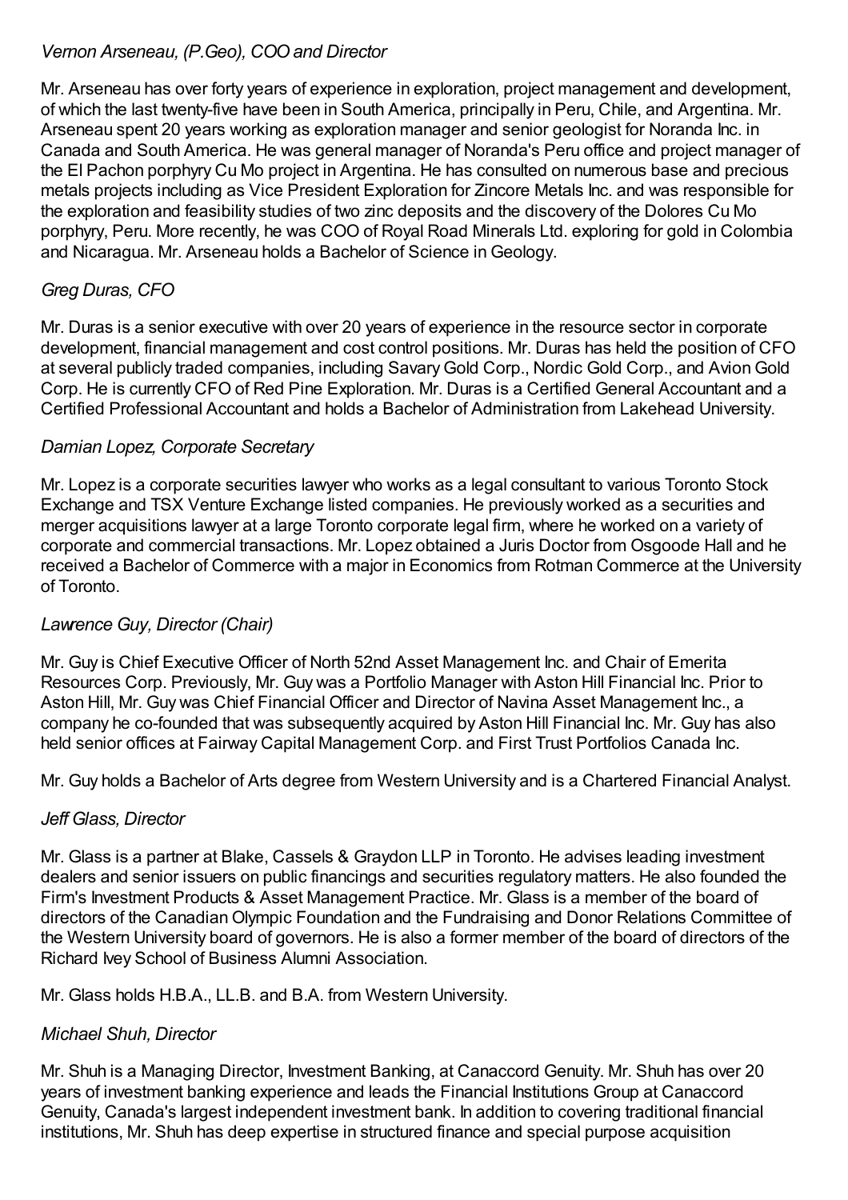*Vernon Arseneau, (P.Geo), COO and Director*

Mr. Arseneau has over forty years of experience in exploration, project management and development, of which the last twenty-five have been in South America, principally in Peru, Chile, and Argentina. Mr. Arseneau spent 20 years working as exploration manager and senior geologist for Noranda Inc. in Canada and South America. He was general manager of Noranda's Peru office and project manager of the El Pachon porphyry Cu Mo project in Argentina. He has consulted on numerous base and precious metals projects including as Vice President Exploration for Zincore Metals Inc. and was responsible for the exploration and feasibility studies of two zinc deposits and the discovery of the Dolores Cu Mo porphyry, Peru. More recently, he was COO of Royal Road Minerals Ltd. exploring for gold in Colombia and Nicaragua. Mr. Arseneau holds a Bachelor of Science in Geology.

*Greg Duras, CFO*

Mr. Duras is a senior executive with over 20 years of experience in the resource sector in corporate development, financial management and cost control positions. Mr. Duras has held the position of CFO at several publicly traded companies, including Savary Gold Corp., Nordic Gold Corp., and Avion Gold Corp. He is currently CFO of Red Pine Exploration. Mr. Duras is a Certified General Accountant and a Certified Professional Accountant and holds a Bachelor of Administration from Lakehead University.

*Damian Lopez, Corporate Secretary*

Mr. Lopez is a corporate securities lawyer who works as a legal consultant to various Toronto Stock Exchange and TSX Venture Exchange listed companies. He previously worked as a securities and merger acquisitions lawyer at a large Toronto corporate legal firm, where he worked on a variety of corporate and commercial transactions. Mr. Lopez obtained a Juris Doctor from Osgoode Hall and he received a Bachelor of Commerce with a major in Economics from Rotman Commerce at the University of Toronto.

*Lawrence Guy, Director (Chair)*

Mr. Guy is Chief Executive Officer of North 52nd Asset Management Inc. and Chair of Emerita Resources Corp. Previously, Mr. Guy was a Portfolio Manager with Aston Hill Financial Inc. Prior to Aston Hill, Mr. Guy was Chief Financial Officer and Director of Navina Asset Management Inc., a company he co-founded that was subsequently acquired by Aston Hill Financial Inc. Mr. Guy has also held senior offices at Fairway Capital Management Corp. and First Trust Portfolios Canada Inc.

Mr. Guy holds a Bachelor of Arts degree from Western University and is a Chartered Financial Analyst.

*Jeff Glass, Director*

Mr. Glass is a partner at Blake, Cassels & Graydon LLP in Toronto. He advises leading investment dealers and senior issuers on public financings and securities regulatory matters. He also founded the Firm's Investment Products & Asset Management Practice. Mr. Glass is a member of the board of directors of the Canadian Olympic Foundation and the Fundraising and Donor Relations Committee of the Western University board of governors. He is also a former member of the board of directors of the Richard Ivey School of Business Alumni Association.

Mr. Glass holds H.B.A., LL.B. and B.A. from Western University.

*Michael Shuh, Director*

Mr. Shuh is a Managing Director, Investment Banking, at Canaccord Genuity. Mr. Shuh has over 20 years of investment banking experience and leads the Financial Institutions Group at Canaccord Genuity, Canada's largest independent investment bank. In addition to covering traditional financial institutions, Mr. Shuh has deep expertise in structured finance and special purpose acquisition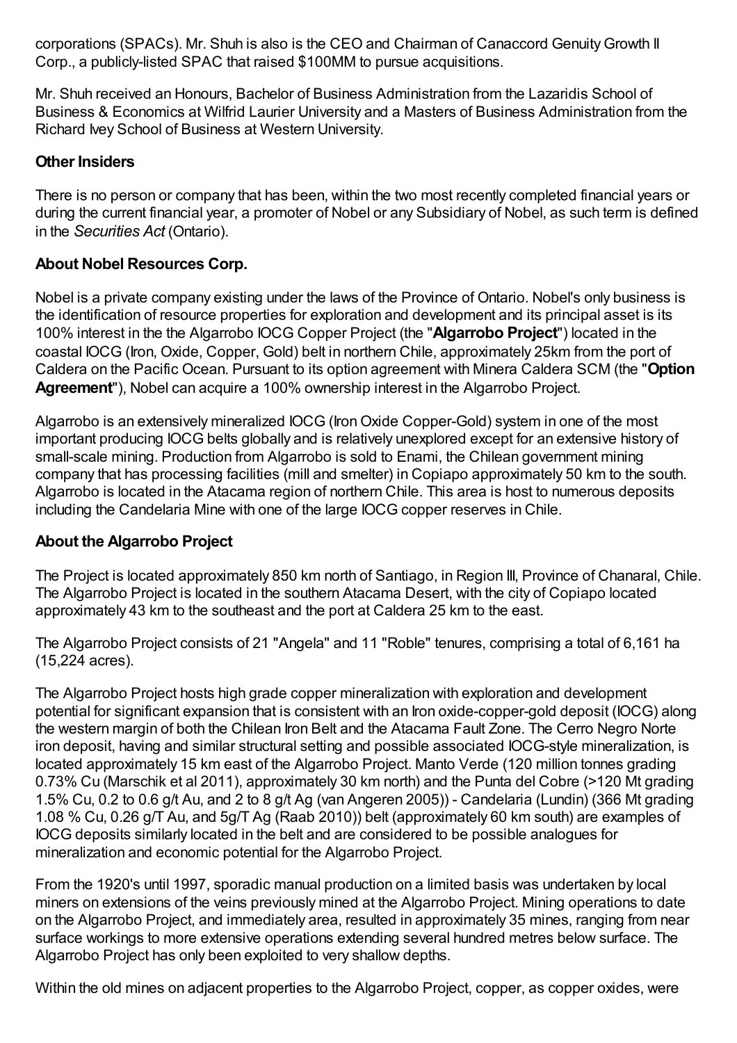corporations (SPACs). Mr. Shuh is also is the CEO and Chairman of Canaccord Genuity Growth II Corp., a publicly-listed SPAC that raised $100MM to pursue acquisitions.

Mr. Shuh received an Honours, Bachelor of Business Administration from the Lazaridis School of Business & Economics at Wilfrid Laurier University and a Masters of Business Administration from the Richard Ivey School of Business at Western University.

### Other Insiders

There is no person or company that has been, within the two most recently completed financial years or during the current financial year, a promoter of Nobel or any Subsidiary of Nobel, as such term is defined in the *Securities Act* (Ontario).

### About Nobel Resources Corp.

Nobel is a private company existing under the laws of the Province of Ontario. Nobel's only business is the identification of resource properties for exploration and development and its principal asset is its 100% interest in the the Algarrobo IOCG Copper Project (the "**Algarrobo Project**") located in the coastal IOCG (Iron, Oxide, Copper, Gold) belt in northern Chile, approximately 25km from the port of Caldera on the Pacific Ocean. Pursuant to its option agreement with Minera Caldera SCM (the "**Option Agreement**"), Nobel can acquire a 100% ownership interest in the Algarrobo Project.

Algarrobo is an extensively mineralized IOCG (Iron Oxide Copper-Gold) system in one of the most important producing IOCG belts globally and is relatively unexplored except for an extensive history of small-scale mining. Production from Algarrobo is sold to Enami, the Chilean government mining company that has processing facilities (mill and smelter) in Copiapo approximately 50 km to the south. Algarrobo is located in the Atacama region of northern Chile. This area is host to numerous deposits including the Candelaria Mine with one of the large IOCG copper reserves in Chile.

### About the Algarrobo Project

The Project is located approximately 850 km north of Santiago, in Region III, Province of Chanaral, Chile. The Algarrobo Project is located in the southern Atacama Desert, with the city of Copiapo located approximately 43 km to the southeast and the port at Caldera 25 km to the east.

The Algarrobo Project consists of 21 "Angela" and 11 "Roble" tenures, comprising a total of 6,161 ha (15,224 acres).

The Algarrobo Project hosts high grade copper mineralization with exploration and development potential for significant expansion that is consistent with an Iron oxide-copper-gold deposit (IOCG) along the western margin of both the Chilean Iron Belt and the Atacama Fault Zone. The Cerro Negro Norte iron deposit, having and similar structural setting and possible associated IOCG-style mineralization, is located approximately 15 km east of the Algarrobo Project. Manto Verde (120 million tonnes grading 0.73% Cu (Marschik et al 2011), approximately 30 km north) and the Punta del Cobre (>120 Mt grading 1.5% Cu, 0.2 to 0.6 g/t Au, and 2 to 8 g/t Ag (van Angeren 2005)) - Candelaria (Lundin) (366 Mt grading 1.08 % Cu, 0.26 g/T Au, and 5g/T Ag (Raab 2010)) belt (approximately 60 km south) are examples of IOCG deposits similarly located in the belt and are considered to be possible analogues for mineralization and economic potential for the Algarrobo Project.

From the 1920's until 1997, sporadic manual production on a limited basis was undertaken by local miners on extensions of the veins previously mined at the Algarrobo Project. Mining operations to date on the Algarrobo Project, and immediately area, resulted in approximately 35 mines, ranging from near surface workings to more extensive operations extending several hundred metres below surface. The Algarrobo Project has only been exploited to very shallow depths.

Within the old mines on adjacent properties to the Algarrobo Project, copper, as copper oxides, were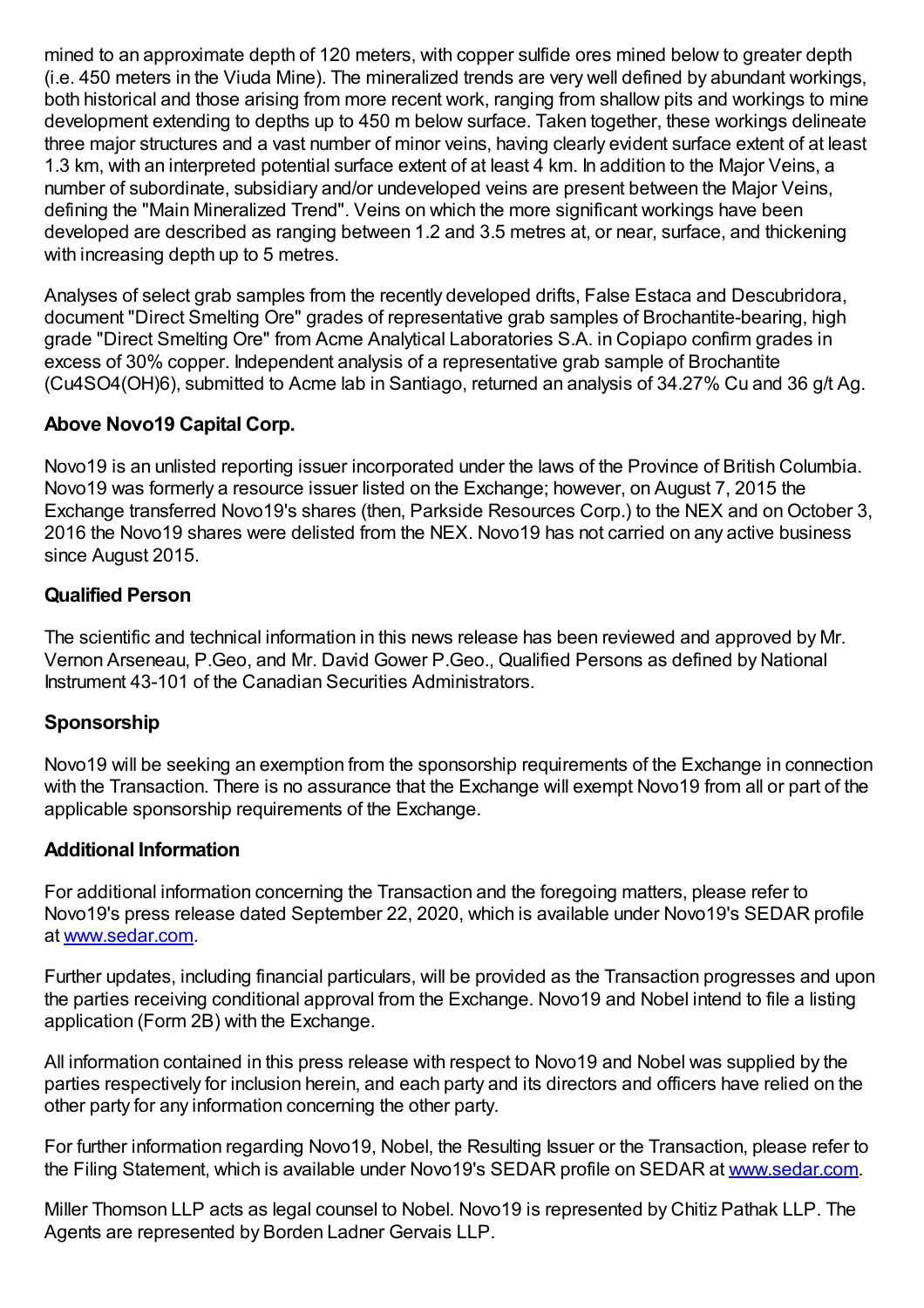mined to an approximate depth of 120 meters, with copper sulfide ores mined below to greater depth (i.e. 450 meters in the Viuda Mine). The mineralized trends are very well defined by abundant workings, both historical and those arising from more recent work, ranging from shallow pits and workings to mine development extending to depths up to 450 m below surface. Taken together, these workings delineate three major structures and a vast number of minor veins, having clearly evident surface extent of at least 1.3 km, with an interpreted potential surface extent of at least 4 km. In addition to the Major Veins, a number of subordinate, subsidiary and/or undeveloped veins are present between the Major Veins, defining the "Main Mineralized Trend". Veins on which the more significant workings have been developed are described as ranging between 1.2 and 3.5 metres at, or near, surface, and thickening with increasing depth up to 5 metres.

Analyses of select grab samples from the recently developed drifts, False Estaca and Descubridora, document "Direct Smelting Ore" grades of representative grab samples of Brochantite-bearing, high grade "Direct Smelting Ore" from Acme Analytical Laboratories S.A. in Copiapo confirm grades in excess of 30% copper. Independent analysis of a representative grab sample of Brochantite ($Cu_4SO_4(OH)_6$), submitted to Acme lab in Santiago, returned an analysis of 34.27% Cu and 36 g/t Ag.

### Above Novo19 Capital Corp.

Novo19 is an unlisted reporting issuer incorporated under the laws of the Province of British Columbia. Novo19 was formerly a resource issuer listed on the Exchange; however, on August 7, 2015 the Exchange transferred Novo19's shares (then, Parkside Resources Corp.) to the NEX and on October 3, 2016 the Novo19 shares were delisted from the NEX. Novo19 has not carried on any active business since August 2015.

### Qualified Person

The scientific and technical information in this news release has been reviewed and approved by Mr. Vernon Arseneau, P.Geo, and Mr. David Gower P.Geo., Qualified Persons as defined by National Instrument 43-101 of the Canadian Securities Administrators.

### Sponsorship

Novo19 will be seeking an exemption from the sponsorship requirements of the Exchange in connection with the Transaction. There is no assurance that the Exchange will exempt Novo19 from all or part of the applicable sponsorship requirements of the Exchange.

### Additional Information

For additional information concerning the Transaction and the foregoing matters, please refer to Novo19's press release dated September 22, 2020, which is available under Novo19's SEDAR profile at [www.sedar.com](http://www.sedar.com).

Further updates, including financial particulars, will be provided as the Transaction progresses and upon the parties receiving conditional approval from the Exchange. Novo19 and Nobel intend to file a listing application (Form 2B) with the Exchange.

All information contained in this press release with respect to Novo19 and Nobel was supplied by the parties respectively for inclusion herein, and each party and its directors and officers have relied on the other party for any information concerning the other party.

For further information regarding Novo19, Nobel, the Resulting Issuer or the Transaction, please refer to the Filing Statement, which is available under Novo19's SEDAR profile on SEDAR at [www.sedar.com](http://www.sedar.com).

Miller Thomson LLP acts as legal counsel to Nobel. Novo19 is represented by Chitiz Pathak LLP. The Agents are represented by Borden Ladner Gervais LLP.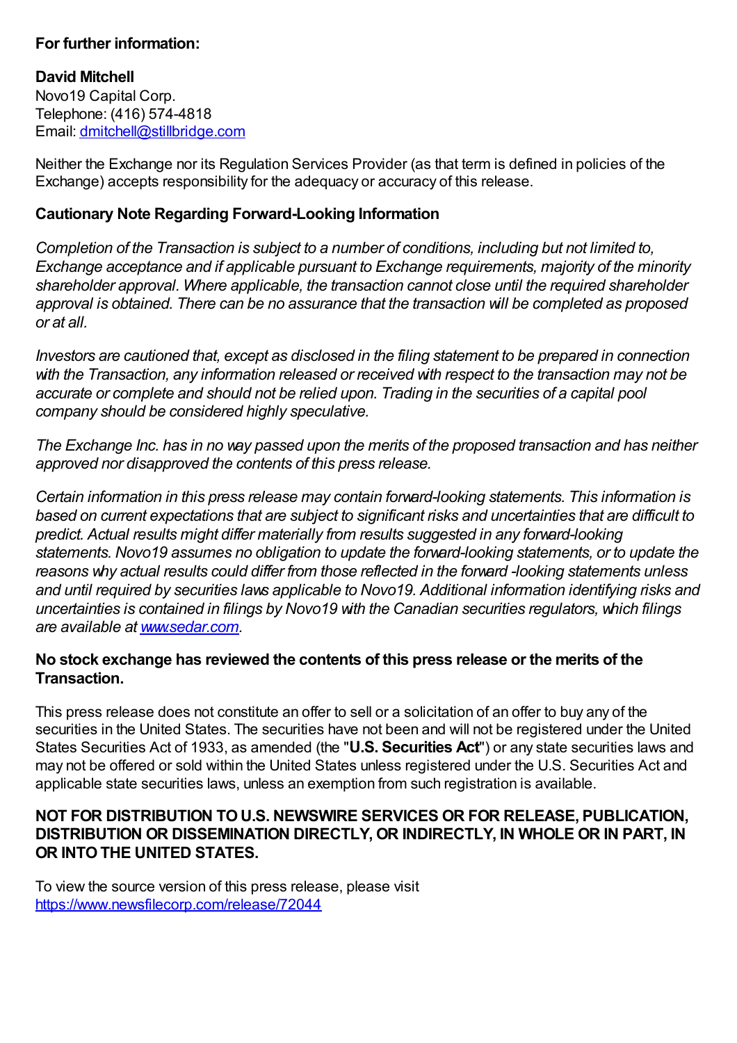**For further information:**

**David Mitchell**
Novo19 Capital Corp.
Telephone: (416) 574-4818
Email: dmitchell@stillbridge.com

Neither the Exchange nor its Regulation Services Provider (as that term is defined in policies of the Exchange) accepts responsibility for the adequacy or accuracy of this release.

**Cautionary Note Regarding Forward-Looking Information**

*Completion of the Transaction is subject to a number of conditions, including but not limited to, Exchange acceptance and if applicable pursuant to Exchange requirements, majority of the minority shareholder approval. Where applicable, the transaction cannot close until the required shareholder approval is obtained. There can be no assurance that the transaction will be completed as proposed or at all.*

*Investors are cautioned that, except as disclosed in the filing statement to be prepared in connection with the Transaction, any information released or received with respect to the transaction may not be accurate or complete and should not be relied upon. Trading in the securities of a capital pool company should be considered highly speculative.*

*The Exchange Inc. has in no way passed upon the merits of the proposed transaction and has neither approved nor disapproved the contents of this press release.*

*Certain information in this press release may contain forward-looking statements. This information is based on current expectations that are subject to significant risks and uncertainties that are difficult to predict. Actual results might differ materially from results suggested in any forward-looking statements. Novo19 assumes no obligation to update the forward-looking statements, or to update the reasons why actual results could differ from those reflected in the forward -looking statements unless and until required by securities laws applicable to Novo19. Additional information identifying risks and uncertainties is contained in filings by Novo19 with the Canadian securities regulators, which filings are available at www.sedar.com.*

**No stock exchange has reviewed the contents of this press release or the merits of the Transaction.**

This press release does not constitute an offer to sell or a solicitation of an offer to buy any of the securities in the United States. The securities have not been and will not be registered under the United States Securities Act of 1933, as amended (the "**U.S. Securities Act**") or any state securities laws and may not be offered or sold within the United States unless registered under the U.S. Securities Act and applicable state securities laws, unless an exemption from such registration is available.

**NOT FOR DISTRIBUTION TO U.S. NEWSWIRE SERVICES OR FOR RELEASE, PUBLICATION, DISTRIBUTION OR DISSEMINATION DIRECTLY, OR INDIRECTLY, IN WHOLE OR IN PART, IN OR INTO THE UNITED STATES.**

To view the source version of this press release, please visit https://www.newsfilecorp.com/release/72044